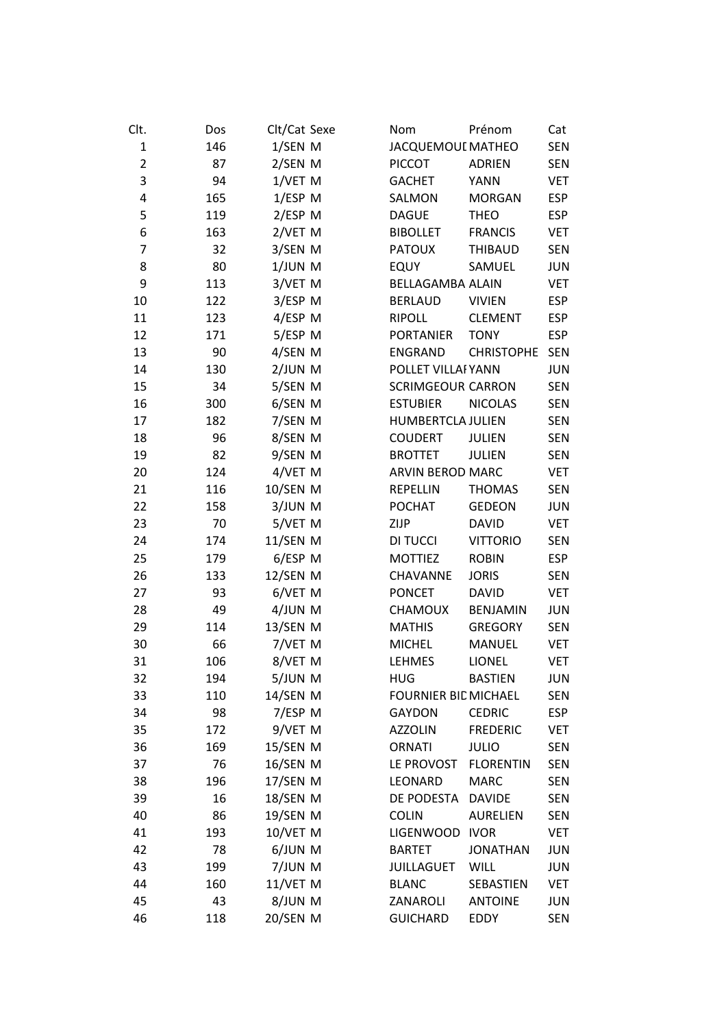| Clt. | Dos | Clt/Cat | Sexe | Nom | Prénom | Cat |
|---|---|---|---|---|---|---|
| 1 | 146 | 1/SEN | M | JACQUEMOUD | MATHEO | SEN |
| 2 | 87 | 2/SEN | M | PICCOT | ADRIEN | SEN |
| 3 | 94 | 1/VET | M | GACHET | YANN | VET |
| 4 | 165 | 1/ESP | M | SALMON | MORGAN | ESP |
| 5 | 119 | 2/ESP | M | DAGUE | THEO | ESP |
| 6 | 163 | 2/VET | M | BIBOLLET | FRANCIS | VET |
| 7 | 32 | 3/SEN | M | PATOUX | THIBAUD | SEN |
| 8 | 80 | 1/JUN | M | EQUY | SAMUEL | JUN |
| 9 | 113 | 3/VET | M | BELLAGAMBA | ALAIN | VET |
| 10 | 122 | 3/ESP | M | BERLAUD | VIVIEN | ESP |
| 11 | 123 | 4/ESP | M | RIPOLL | CLEMENT | ESP |
| 12 | 171 | 5/ESP | M | PORTANIER | TONY | ESP |
| 13 | 90 | 4/SEN | M | ENGRAND | CHRISTOPHE | SEN |
| 14 | 130 | 2/JUN | M | POLLET VILLAI | YANN | JUN |
| 15 | 34 | 5/SEN | M | SCRIMGEOUR | CARRON | SEN |
| 16 | 300 | 6/SEN | M | ESTUBIER | NICOLAS | SEN |
| 17 | 182 | 7/SEN | M | HUMBERTCLA | JULIEN | SEN |
| 18 | 96 | 8/SEN | M | COUDERT | JULIEN | SEN |
| 19 | 82 | 9/SEN | M | BROTTET | JULIEN | SEN |
| 20 | 124 | 4/VET | M | ARVIN BEROD | MARC | VET |
| 21 | 116 | 10/SEN | M | REPELLIN | THOMAS | SEN |
| 22 | 158 | 3/JUN | M | POCHAT | GEDEON | JUN |
| 23 | 70 | 5/VET | M | ZIJP | DAVID | VET |
| 24 | 174 | 11/SEN | M | DI TUCCI | VITTORIO | SEN |
| 25 | 179 | 6/ESP | M | MOTTIEZ | ROBIN | ESP |
| 26 | 133 | 12/SEN | M | CHAVANNE | JORIS | SEN |
| 27 | 93 | 6/VET | M | PONCET | DAVID | VET |
| 28 | 49 | 4/JUN | M | CHAMOUX | BENJAMIN | JUN |
| 29 | 114 | 13/SEN | M | MATHIS | GREGORY | SEN |
| 30 | 66 | 7/VET | M | MICHEL | MANUEL | VET |
| 31 | 106 | 8/VET | M | LEHMES | LIONEL | VET |
| 32 | 194 | 5/JUN | M | HUG | BASTIEN | JUN |
| 33 | 110 | 14/SEN | M | FOURNIER BID | MICHAEL | SEN |
| 34 | 98 | 7/ESP | M | GAYDON | CEDRIC | ESP |
| 35 | 172 | 9/VET | M | AZZOLIN | FREDERIC | VET |
| 36 | 169 | 15/SEN | M | ORNATI | JULIO | SEN |
| 37 | 76 | 16/SEN | M | LE PROVOST | FLORENTIN | SEN |
| 38 | 196 | 17/SEN | M | LEONARD | MARC | SEN |
| 39 | 16 | 18/SEN | M | DE PODESTA | DAVIDE | SEN |
| 40 | 86 | 19/SEN | M | COLIN | AURELIEN | SEN |
| 41 | 193 | 10/VET | M | LIGENWOOD | IVOR | VET |
| 42 | 78 | 6/JUN | M | BARTET | JONATHAN | JUN |
| 43 | 199 | 7/JUN | M | JUILLAGUET | WILL | JUN |
| 44 | 160 | 11/VET | M | BLANC | SEBASTIEN | VET |
| 45 | 43 | 8/JUN | M | ZANAROLI | ANTOINE | JUN |
| 46 | 118 | 20/SEN | M | GUICHARD | EDDY | SEN |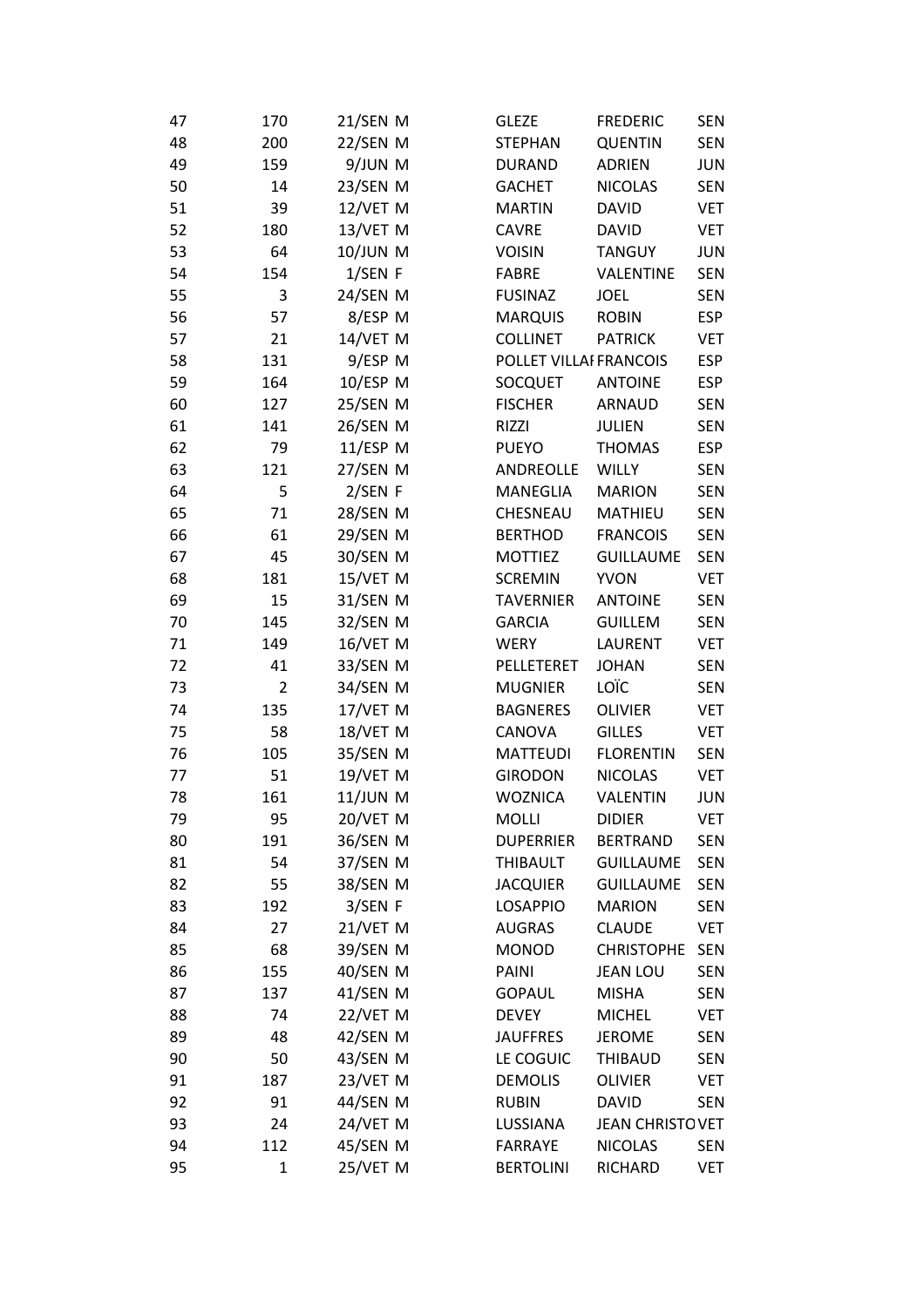| | | | | | |
|---|---|---|---|---|---|
| 47 | 170 | 21/SEN M | GLEZE | FREDERIC | SEN |
| 48 | 200 | 22/SEN M | STEPHAN | QUENTIN | SEN |
| 49 | 159 | 9/JUN M | DURAND | ADRIEN | JUN |
| 50 | 14 | 23/SEN M | GACHET | NICOLAS | SEN |
| 51 | 39 | 12/VET M | MARTIN | DAVID | VET |
| 52 | 180 | 13/VET M | CAVRE | DAVID | VET |
| 53 | 64 | 10/JUN M | VOISIN | TANGUY | JUN |
| 54 | 154 | 1/SEN F | FABRE | VALENTINE | SEN |
| 55 | 3 | 24/SEN M | FUSINAZ | JOEL | SEN |
| 56 | 57 | 8/ESP M | MARQUIS | ROBIN | ESP |
| 57 | 21 | 14/VET M | COLLINET | PATRICK | VET |
| 58 | 131 | 9/ESP M | POLLET VILLAI | FRANCOIS | ESP |
| 59 | 164 | 10/ESP M | SOCQUET | ANTOINE | ESP |
| 60 | 127 | 25/SEN M | FISCHER | ARNAUD | SEN |
| 61 | 141 | 26/SEN M | RIZZI | JULIEN | SEN |
| 62 | 79 | 11/ESP M | PUEYO | THOMAS | ESP |
| 63 | 121 | 27/SEN M | ANDREOLLE | WILLY | SEN |
| 64 | 5 | 2/SEN F | MANEGLIA | MARION | SEN |
| 65 | 71 | 28/SEN M | CHESNEAU | MATHIEU | SEN |
| 66 | 61 | 29/SEN M | BERTHOD | FRANCOIS | SEN |
| 67 | 45 | 30/SEN M | MOTTIEZ | GUILLAUME | SEN |
| 68 | 181 | 15/VET M | SCREMIN | YVON | VET |
| 69 | 15 | 31/SEN M | TAVERNIER | ANTOINE | SEN |
| 70 | 145 | 32/SEN M | GARCIA | GUILLEM | SEN |
| 71 | 149 | 16/VET M | WERY | LAURENT | VET |
| 72 | 41 | 33/SEN M | PELLETERET | JOHAN | SEN |
| 73 | 2 | 34/SEN M | MUGNIER | LOÏC | SEN |
| 74 | 135 | 17/VET M | BAGNERES | OLIVIER | VET |
| 75 | 58 | 18/VET M | CANOVA | GILLES | VET |
| 76 | 105 | 35/SEN M | MATTEUDI | FLORENTIN | SEN |
| 77 | 51 | 19/VET M | GIRODON | NICOLAS | VET |
| 78 | 161 | 11/JUN M | WOZNICA | VALENTIN | JUN |
| 79 | 95 | 20/VET M | MOLLI | DIDIER | VET |
| 80 | 191 | 36/SEN M | DUPERRIER | BERTRAND | SEN |
| 81 | 54 | 37/SEN M | THIBAULT | GUILLAUME | SEN |
| 82 | 55 | 38/SEN M | JACQUIER | GUILLAUME | SEN |
| 83 | 192 | 3/SEN F | LOSAPPIO | MARION | SEN |
| 84 | 27 | 21/VET M | AUGRAS | CLAUDE | VET |
| 85 | 68 | 39/SEN M | MONOD | CHRISTOPHE | SEN |
| 86 | 155 | 40/SEN M | PAINI | JEAN LOU | SEN |
| 87 | 137 | 41/SEN M | GOPAUL | MISHA | SEN |
| 88 | 74 | 22/VET M | DEVEY | MICHEL | VET |
| 89 | 48 | 42/SEN M | JAUFFRES | JEROME | SEN |
| 90 | 50 | 43/SEN M | LE COGUIC | THIBAUD | SEN |
| 91 | 187 | 23/VET M | DEMOLIS | OLIVIER | VET |
| 92 | 91 | 44/SEN M | RUBIN | DAVID | SEN |
| 93 | 24 | 24/VET M | LUSSIANA | JEAN CHRISTO | VET |
| 94 | 112 | 45/SEN M | FARRAYE | NICOLAS | SEN |
| 95 | 1 | 25/VET M | BERTOLINI | RICHARD | VET |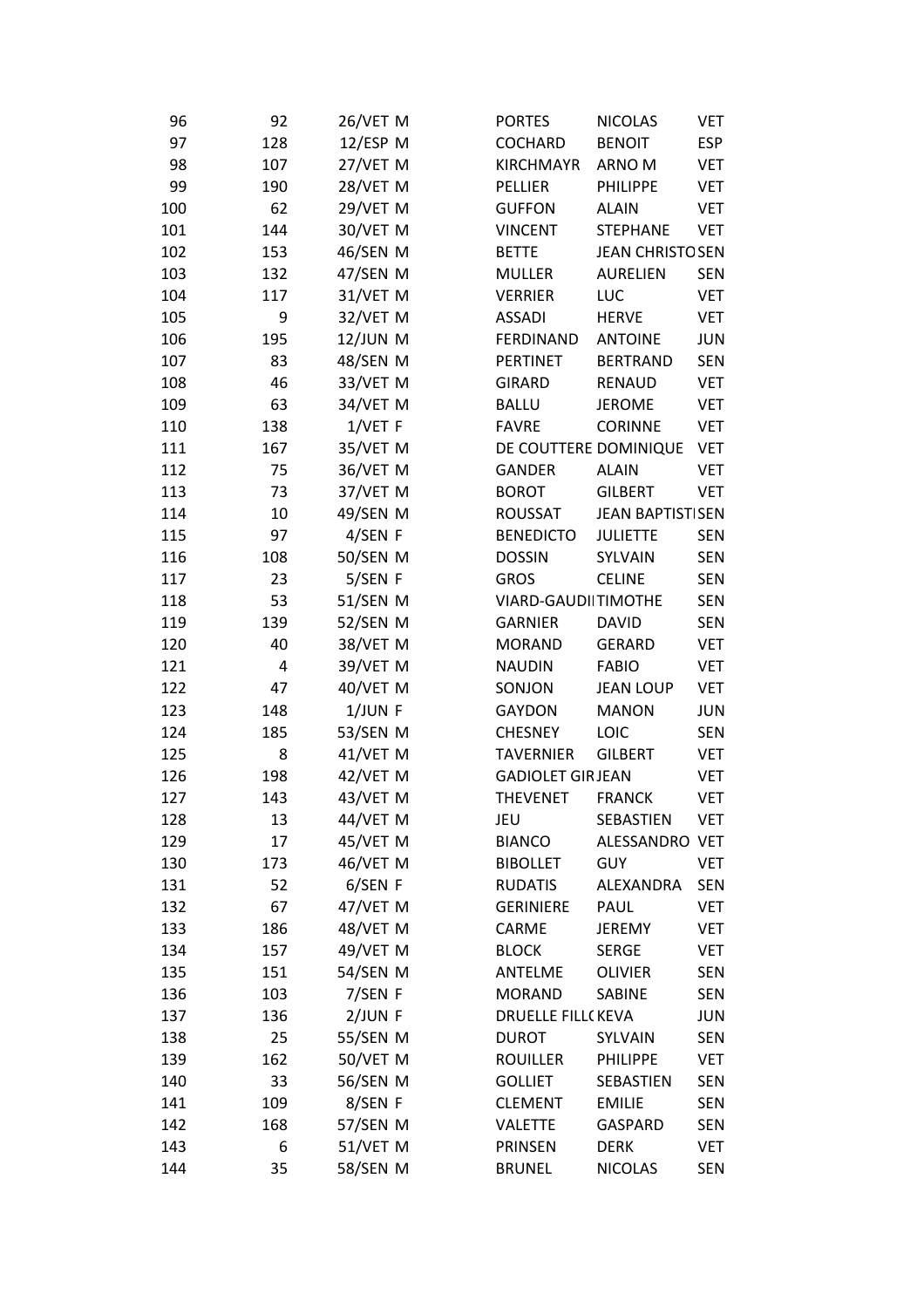| | | | | | |
|---|---|---|---|---|---|
| 96 | 92 | 26/VET M | PORTES | NICOLAS | VET |
| 97 | 128 | 12/ESP M | COCHARD | BENOIT | ESP |
| 98 | 107 | 27/VET M | KIRCHMAYR | ARNO M | VET |
| 99 | 190 | 28/VET M | PELLIER | PHILIPPE | VET |
| 100 | 62 | 29/VET M | GUFFON | ALAIN | VET |
| 101 | 144 | 30/VET M | VINCENT | STEPHANE | VET |
| 102 | 153 | 46/SEN M | BETTE | JEAN CHRISTO | SEN |
| 103 | 132 | 47/SEN M | MULLER | AURELIEN | SEN |
| 104 | 117 | 31/VET M | VERRIER | LUC | VET |
| 105 | 9 | 32/VET M | ASSADI | HERVE | VET |
| 106 | 195 | 12/JUN M | FERDINAND | ANTOINE | JUN |
| 107 | 83 | 48/SEN M | PERTINET | BERTRAND | SEN |
| 108 | 46 | 33/VET M | GIRARD | RENAUD | VET |
| 109 | 63 | 34/VET M | BALLU | JEROME | VET |
| 110 | 138 | 1/VET F | FAVRE | CORINNE | VET |
| 111 | 167 | 35/VET M | DE COUTTERE | DOMINIQUE | VET |
| 112 | 75 | 36/VET M | GANDER | ALAIN | VET |
| 113 | 73 | 37/VET M | BOROT | GILBERT | VET |
| 114 | 10 | 49/SEN M | ROUSSAT | JEAN BAPTISTI | SEN |
| 115 | 97 | 4/SEN F | BENEDICTO | JULIETTE | SEN |
| 116 | 108 | 50/SEN M | DOSSIN | SYLVAIN | SEN |
| 117 | 23 | 5/SEN F | GROS | CELINE | SEN |
| 118 | 53 | 51/SEN M | VIARD-GAUDII | TIMOTHE | SEN |
| 119 | 139 | 52/SEN M | GARNIER | DAVID | SEN |
| 120 | 40 | 38/VET M | MORAND | GERARD | VET |
| 121 | 4 | 39/VET M | NAUDIN | FABIO | VET |
| 122 | 47 | 40/VET M | SONJON | JEAN LOUP | VET |
| 123 | 148 | 1/JUN F | GAYDON | MANON | JUN |
| 124 | 185 | 53/SEN M | CHESNEY | LOIC | SEN |
| 125 | 8 | 41/VET M | TAVERNIER | GILBERT | VET |
| 126 | 198 | 42/VET M | GADIOLET GIR | JEAN | VET |
| 127 | 143 | 43/VET M | THEVENET | FRANCK | VET |
| 128 | 13 | 44/VET M | JEU | SEBASTIEN | VET |
| 129 | 17 | 45/VET M | BIANCO | ALESSANDRO | VET |
| 130 | 173 | 46/VET M | BIBOLLET | GUY | VET |
| 131 | 52 | 6/SEN F | RUDATIS | ALEXANDRA | SEN |
| 132 | 67 | 47/VET M | GERINIERE | PAUL | VET |
| 133 | 186 | 48/VET M | CARME | JEREMY | VET |
| 134 | 157 | 49/VET M | BLOCK | SERGE | VET |
| 135 | 151 | 54/SEN M | ANTELME | OLIVIER | SEN |
| 136 | 103 | 7/SEN F | MORAND | SABINE | SEN |
| 137 | 136 | 2/JUN F | DRUELLE FILL( | KEVA | JUN |
| 138 | 25 | 55/SEN M | DUROT | SYLVAIN | SEN |
| 139 | 162 | 50/VET M | ROUILLER | PHILIPPE | VET |
| 140 | 33 | 56/SEN M | GOLLIET | SEBASTIEN | SEN |
| 141 | 109 | 8/SEN F | CLEMENT | EMILIE | SEN |
| 142 | 168 | 57/SEN M | VALETTE | GASPARD | SEN |
| 143 | 6 | 51/VET M | PRINSEN | DERK | VET |
| 144 | 35 | 58/SEN M | BRUNEL | NICOLAS | SEN |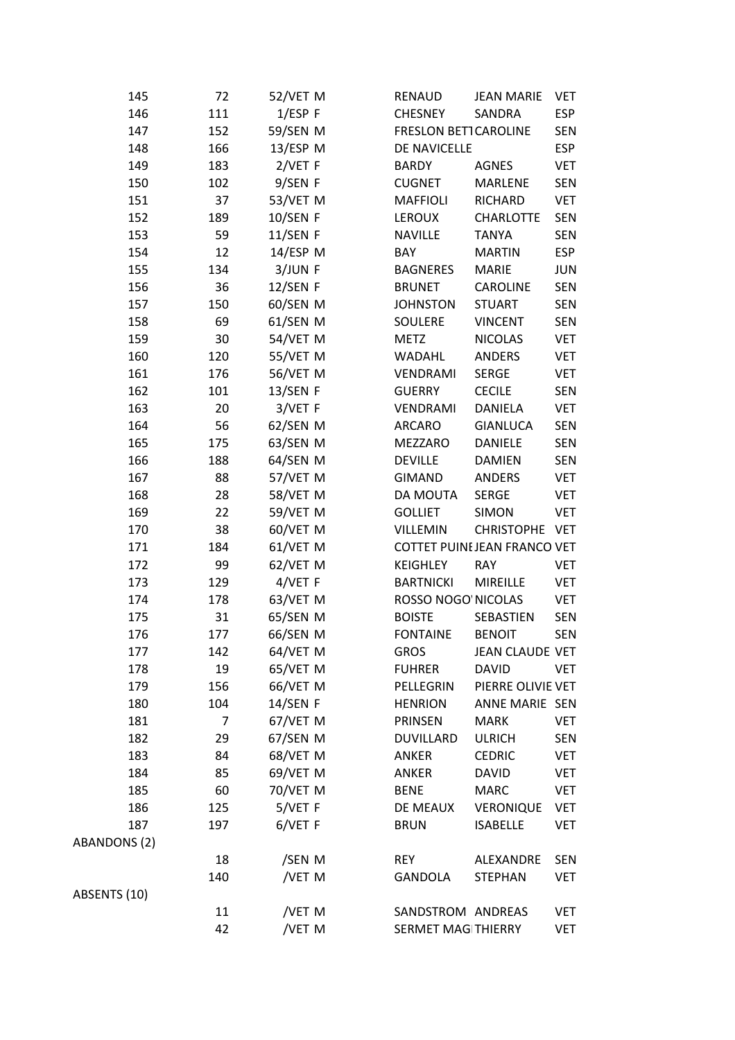| | | | | | | |
|---|---|---|---|---|---|---|
| 145 | 72 | 52/VET M | RENAUD | JEAN MARIE | VET |
| 146 | 111 | 1/ESP F | CHESNEY | SANDRA | ESP |
| 147 | 152 | 59/SEN M | FRESLON BETT | CAROLINE | SEN |
| 148 | 166 | 13/ESP M | DE NAVICELLE | | ESP |
| 149 | 183 | 2/VET F | BARDY | AGNES | VET |
| 150 | 102 | 9/SEN F | CUGNET | MARLENE | SEN |
| 151 | 37 | 53/VET M | MAFFIOLI | RICHARD | VET |
| 152 | 189 | 10/SEN F | LEROUX | CHARLOTTE | SEN |
| 153 | 59 | 11/SEN F | NAVILLE | TANYA | SEN |
| 154 | 12 | 14/ESP M | BAY | MARTIN | ESP |
| 155 | 134 | 3/JUN F | BAGNERES | MARIE | JUN |
| 156 | 36 | 12/SEN F | BRUNET | CAROLINE | SEN |
| 157 | 150 | 60/SEN M | JOHNSTON | STUART | SEN |
| 158 | 69 | 61/SEN M | SOULERE | VINCENT | SEN |
| 159 | 30 | 54/VET M | METZ | NICOLAS | VET |
| 160 | 120 | 55/VET M | WADAHL | ANDERS | VET |
| 161 | 176 | 56/VET M | VENDRAMI | SERGE | VET |
| 162 | 101 | 13/SEN F | GUERRY | CECILE | SEN |
| 163 | 20 | 3/VET F | VENDRAMI | DANIELA | VET |
| 164 | 56 | 62/SEN M | ARCARO | GIANLUCA | SEN |
| 165 | 175 | 63/SEN M | MEZZARO | DANIELE | SEN |
| 166 | 188 | 64/SEN M | DEVILLE | DAMIEN | SEN |
| 167 | 88 | 57/VET M | GIMAND | ANDERS | VET |
| 168 | 28 | 58/VET M | DA MOUTA | SERGE | VET |
| 169 | 22 | 59/VET M | GOLLIET | SIMON | VET |
| 170 | 38 | 60/VET M | VILLEMIN | CHRISTOPHE | VET |
| 171 | 184 | 61/VET M | COTTET PUINE | JEAN FRANCO | VET |
| 172 | 99 | 62/VET M | KEIGHLEY | RAY | VET |
| 173 | 129 | 4/VET F | BARTNICKI | MIREILLE | VET |
| 174 | 178 | 63/VET M | ROSSO NOGO | NICOLAS | VET |
| 175 | 31 | 65/SEN M | BOISTE | SEBASTIEN | SEN |
| 176 | 177 | 66/SEN M | FONTAINE | BENOIT | SEN |
| 177 | 142 | 64/VET M | GROS | JEAN CLAUDE | VET |
| 178 | 19 | 65/VET M | FUHRER | DAVID | VET |
| 179 | 156 | 66/VET M | PELLEGRIN | PIERRE OLIVIE | VET |
| 180 | 104 | 14/SEN F | HENRION | ANNE MARIE | SEN |
| 181 | 7 | 67/VET M | PRINSEN | MARK | VET |
| 182 | 29 | 67/SEN M | DUVILLARD | ULRICH | SEN |
| 183 | 84 | 68/VET M | ANKER | CEDRIC | VET |
| 184 | 85 | 69/VET M | ANKER | DAVID | VET |
| 185 | 60 | 70/VET M | BENE | MARC | VET |
| 186 | 125 | 5/VET F | DE MEAUX | VERONIQUE | VET |
| 187 | 197 | 6/VET F | BRUN | ISABELLE | VET |
| ABANDONS (2) | | | | | |
| | 18 | /SEN M | REY | ALEXANDRE | SEN |
| | 140 | /VET M | GANDOLA | STEPHAN | VET |
| ABSENTS (10) | | | | | |
| | 11 | /VET M | SANDSTROM | ANDREAS | VET |
| | 42 | /VET M | SERMET MAG | THIERRY | VET |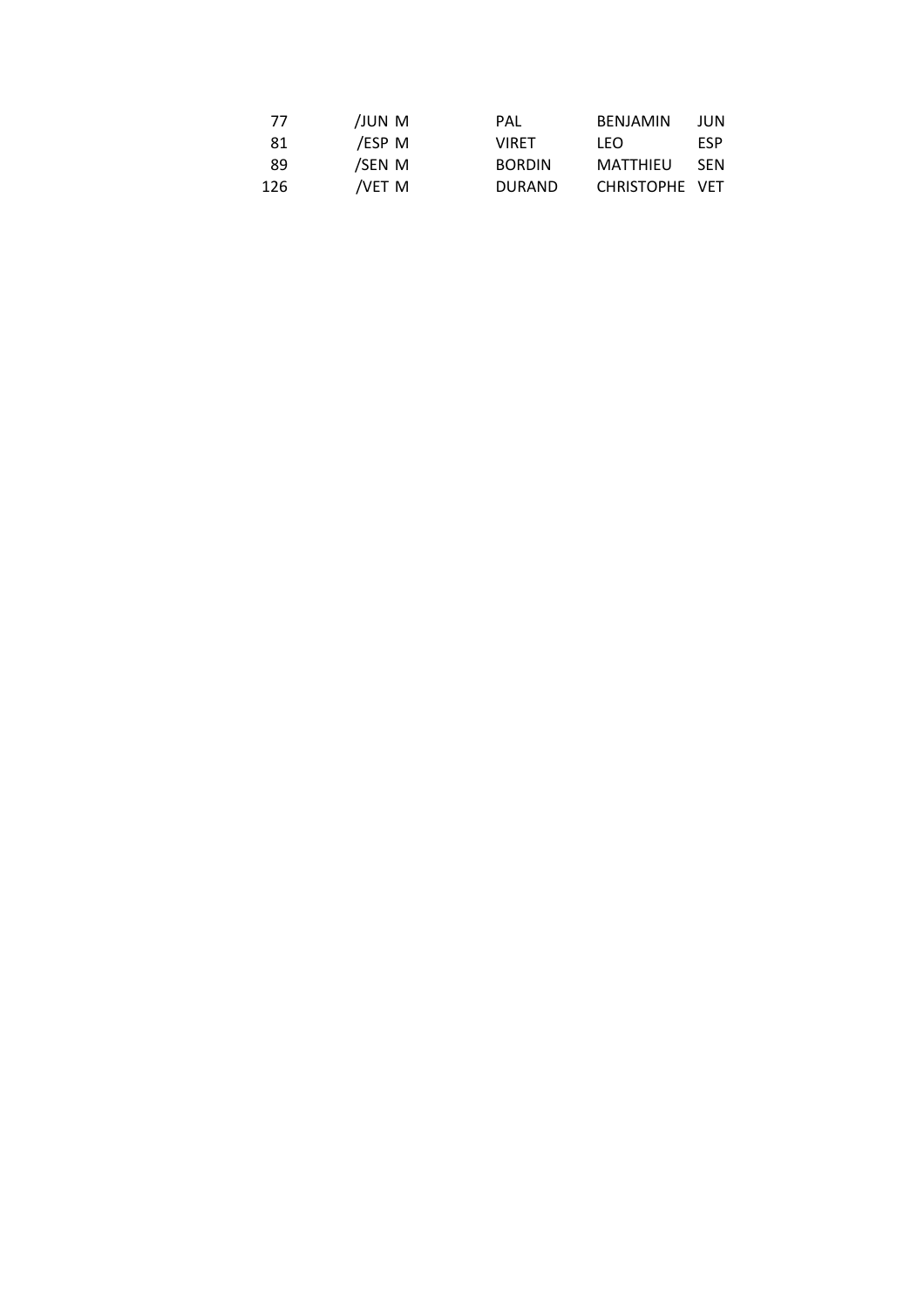| | | | | |
|---|---|---|---|---|
| 77 | /JUN M | PAL | BENJAMIN | JUN |
| 81 | /ESP M | VIRET | LEO | ESP |
| 89 | /SEN M | BORDIN | MATTHIEU | SEN |
| 126 | /VET M | DURAND | CHRISTOPHE | VET |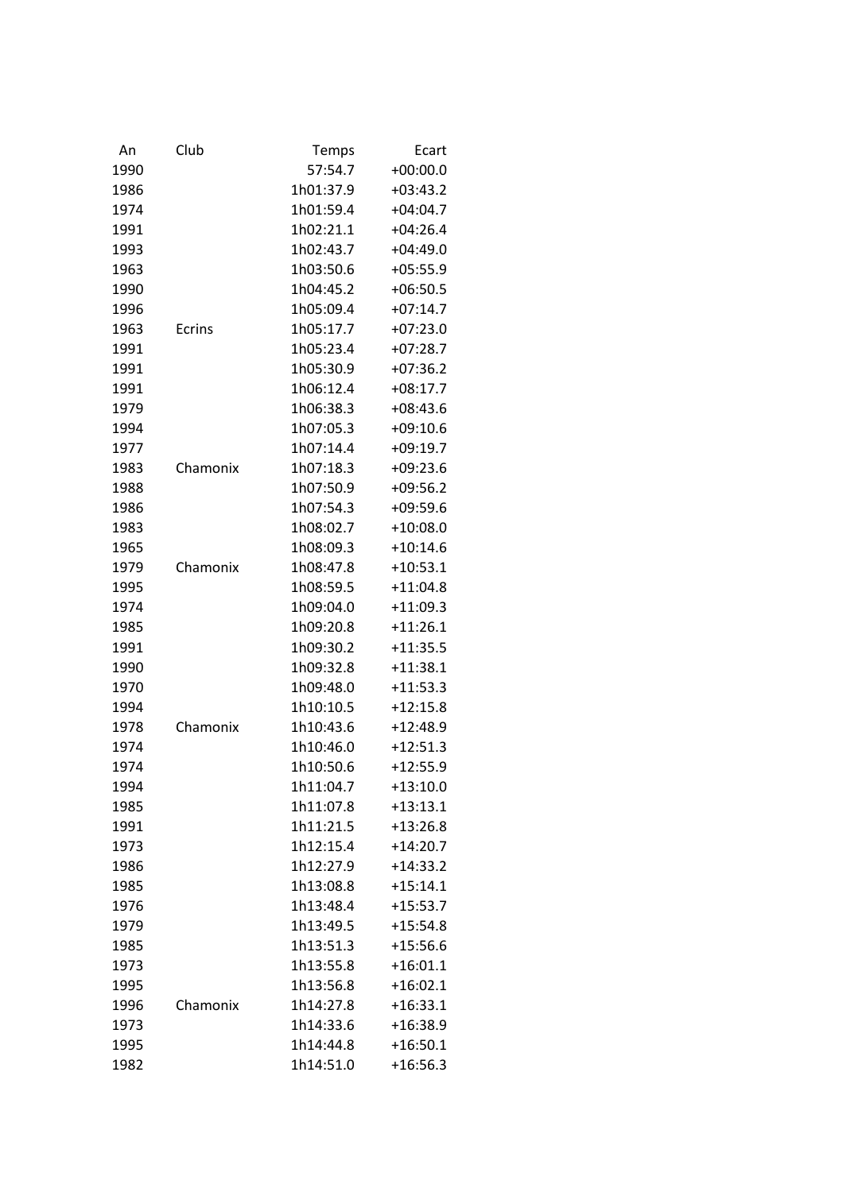| An | Club | Temps | Ecart |
|---|---|---|---|
| 1990 | | 57:54.7 | +00:00.0 |
| 1986 | | 1h01:37.9 | +03:43.2 |
| 1974 | | 1h01:59.4 | +04:04.7 |
| 1991 | | 1h02:21.1 | +04:26.4 |
| 1993 | | 1h02:43.7 | +04:49.0 |
| 1963 | | 1h03:50.6 | +05:55.9 |
| 1990 | | 1h04:45.2 | +06:50.5 |
| 1996 | | 1h05:09.4 | +07:14.7 |
| 1963 | Ecrins | 1h05:17.7 | +07:23.0 |
| 1991 | | 1h05:23.4 | +07:28.7 |
| 1991 | | 1h05:30.9 | +07:36.2 |
| 1991 | | 1h06:12.4 | +08:17.7 |
| 1979 | | 1h06:38.3 | +08:43.6 |
| 1994 | | 1h07:05.3 | +09:10.6 |
| 1977 | | 1h07:14.4 | +09:19.7 |
| 1983 | Chamonix | 1h07:18.3 | +09:23.6 |
| 1988 | | 1h07:50.9 | +09:56.2 |
| 1986 | | 1h07:54.3 | +09:59.6 |
| 1983 | | 1h08:02.7 | +10:08.0 |
| 1965 | | 1h08:09.3 | +10:14.6 |
| 1979 | Chamonix | 1h08:47.8 | +10:53.1 |
| 1995 | | 1h08:59.5 | +11:04.8 |
| 1974 | | 1h09:04.0 | +11:09.3 |
| 1985 | | 1h09:20.8 | +11:26.1 |
| 1991 | | 1h09:30.2 | +11:35.5 |
| 1990 | | 1h09:32.8 | +11:38.1 |
| 1970 | | 1h09:48.0 | +11:53.3 |
| 1994 | | 1h10:10.5 | +12:15.8 |
| 1978 | Chamonix | 1h10:43.6 | +12:48.9 |
| 1974 | | 1h10:46.0 | +12:51.3 |
| 1974 | | 1h10:50.6 | +12:55.9 |
| 1994 | | 1h11:04.7 | +13:10.0 |
| 1985 | | 1h11:07.8 | +13:13.1 |
| 1991 | | 1h11:21.5 | +13:26.8 |
| 1973 | | 1h12:15.4 | +14:20.7 |
| 1986 | | 1h12:27.9 | +14:33.2 |
| 1985 | | 1h13:08.8 | +15:14.1 |
| 1976 | | 1h13:48.4 | +15:53.7 |
| 1979 | | 1h13:49.5 | +15:54.8 |
| 1985 | | 1h13:51.3 | +15:56.6 |
| 1973 | | 1h13:55.8 | +16:01.1 |
| 1995 | | 1h13:56.8 | +16:02.1 |
| 1996 | Chamonix | 1h14:27.8 | +16:33.1 |
| 1973 | | 1h14:33.6 | +16:38.9 |
| 1995 | | 1h14:44.8 | +16:50.1 |
| 1982 | | 1h14:51.0 | +16:56.3 |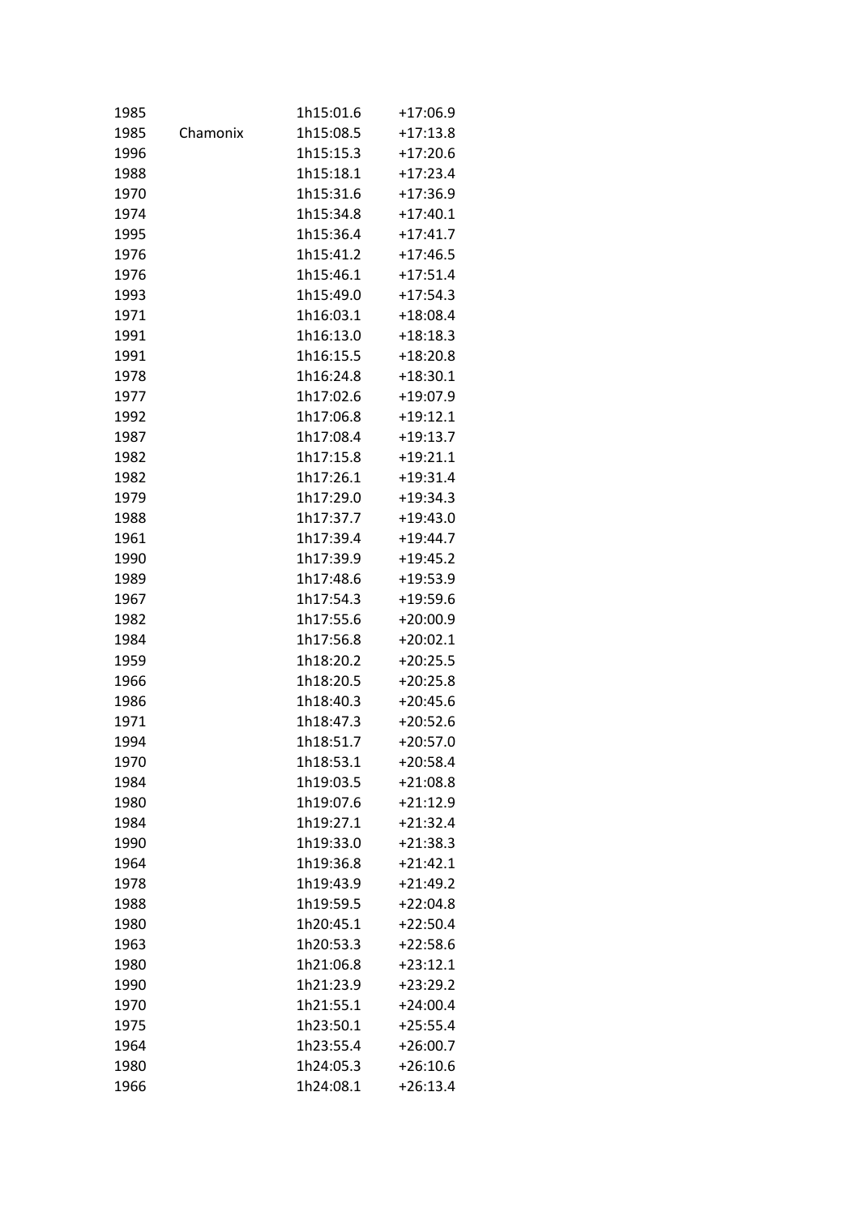| | | | |
|---|---|---|---|
| 1985 | | 1h15:01.6 | +17:06.9 |
| 1985 | Chamonix | 1h15:08.5 | +17:13.8 |
| 1996 | | 1h15:15.3 | +17:20.6 |
| 1988 | | 1h15:18.1 | +17:23.4 |
| 1970 | | 1h15:31.6 | +17:36.9 |
| 1974 | | 1h15:34.8 | +17:40.1 |
| 1995 | | 1h15:36.4 | +17:41.7 |
| 1976 | | 1h15:41.2 | +17:46.5 |
| 1976 | | 1h15:46.1 | +17:51.4 |
| 1993 | | 1h15:49.0 | +17:54.3 |
| 1971 | | 1h16:03.1 | +18:08.4 |
| 1991 | | 1h16:13.0 | +18:18.3 |
| 1991 | | 1h16:15.5 | +18:20.8 |
| 1978 | | 1h16:24.8 | +18:30.1 |
| 1977 | | 1h17:02.6 | +19:07.9 |
| 1992 | | 1h17:06.8 | +19:12.1 |
| 1987 | | 1h17:08.4 | +19:13.7 |
| 1982 | | 1h17:15.8 | +19:21.1 |
| 1982 | | 1h17:26.1 | +19:31.4 |
| 1979 | | 1h17:29.0 | +19:34.3 |
| 1988 | | 1h17:37.7 | +19:43.0 |
| 1961 | | 1h17:39.4 | +19:44.7 |
| 1990 | | 1h17:39.9 | +19:45.2 |
| 1989 | | 1h17:48.6 | +19:53.9 |
| 1967 | | 1h17:54.3 | +19:59.6 |
| 1982 | | 1h17:55.6 | +20:00.9 |
| 1984 | | 1h17:56.8 | +20:02.1 |
| 1959 | | 1h18:20.2 | +20:25.5 |
| 1966 | | 1h18:20.5 | +20:25.8 |
| 1986 | | 1h18:40.3 | +20:45.6 |
| 1971 | | 1h18:47.3 | +20:52.6 |
| 1994 | | 1h18:51.7 | +20:57.0 |
| 1970 | | 1h18:53.1 | +20:58.4 |
| 1984 | | 1h19:03.5 | +21:08.8 |
| 1980 | | 1h19:07.6 | +21:12.9 |
| 1984 | | 1h19:27.1 | +21:32.4 |
| 1990 | | 1h19:33.0 | +21:38.3 |
| 1964 | | 1h19:36.8 | +21:42.1 |
| 1978 | | 1h19:43.9 | +21:49.2 |
| 1988 | | 1h19:59.5 | +22:04.8 |
| 1980 | | 1h20:45.1 | +22:50.4 |
| 1963 | | 1h20:53.3 | +22:58.6 |
| 1980 | | 1h21:06.8 | +23:12.1 |
| 1990 | | 1h21:23.9 | +23:29.2 |
| 1970 | | 1h21:55.1 | +24:00.4 |
| 1975 | | 1h23:50.1 | +25:55.4 |
| 1964 | | 1h23:55.4 | +26:00.7 |
| 1980 | | 1h24:05.3 | +26:10.6 |
| 1966 | | 1h24:08.1 | +26:13.4 |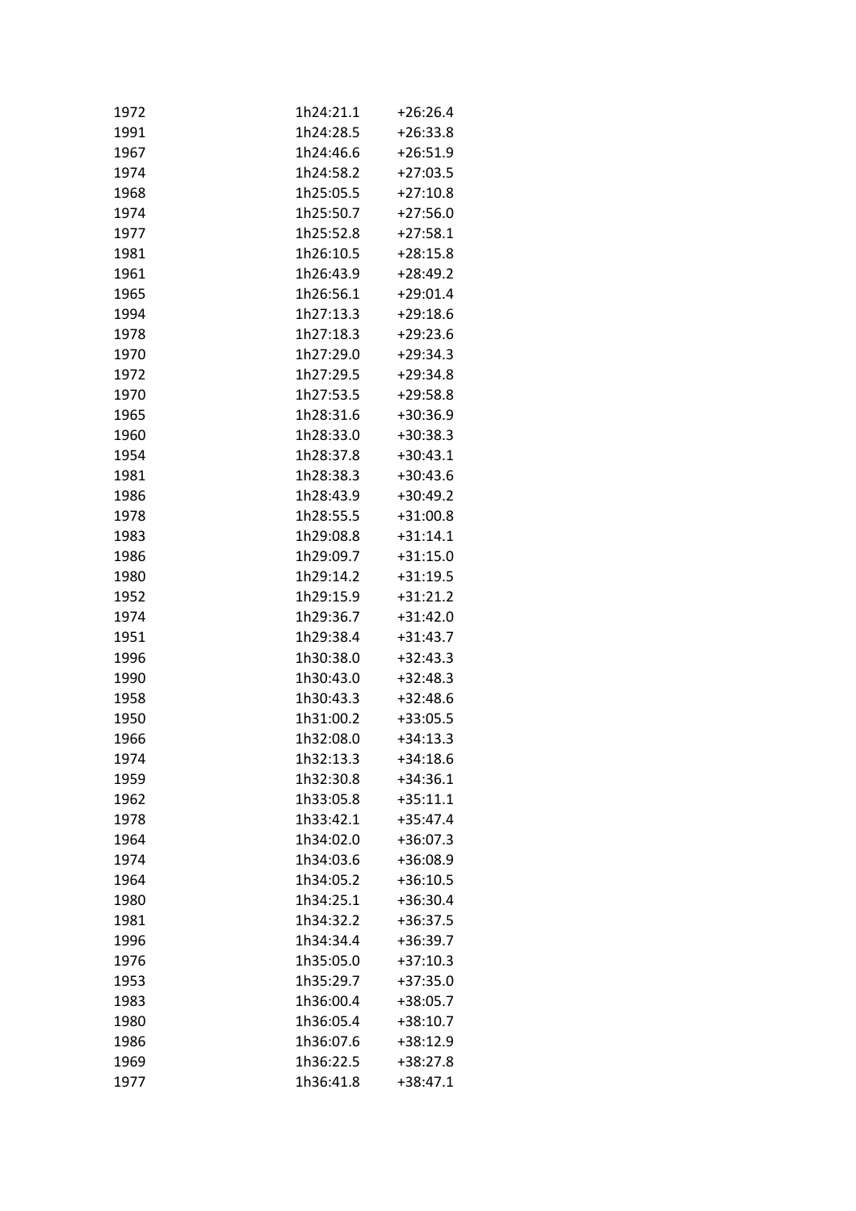| | | |
|---|---|---|
| 1972 | 1h24:21.1 | +26:26.4 |
| 1991 | 1h24:28.5 | +26:33.8 |
| 1967 | 1h24:46.6 | +26:51.9 |
| 1974 | 1h24:58.2 | +27:03.5 |
| 1968 | 1h25:05.5 | +27:10.8 |
| 1974 | 1h25:50.7 | +27:56.0 |
| 1977 | 1h25:52.8 | +27:58.1 |
| 1981 | 1h26:10.5 | +28:15.8 |
| 1961 | 1h26:43.9 | +28:49.2 |
| 1965 | 1h26:56.1 | +29:01.4 |
| 1994 | 1h27:13.3 | +29:18.6 |
| 1978 | 1h27:18.3 | +29:23.6 |
| 1970 | 1h27:29.0 | +29:34.3 |
| 1972 | 1h27:29.5 | +29:34.8 |
| 1970 | 1h27:53.5 | +29:58.8 |
| 1965 | 1h28:31.6 | +30:36.9 |
| 1960 | 1h28:33.0 | +30:38.3 |
| 1954 | 1h28:37.8 | +30:43.1 |
| 1981 | 1h28:38.3 | +30:43.6 |
| 1986 | 1h28:43.9 | +30:49.2 |
| 1978 | 1h28:55.5 | +31:00.8 |
| 1983 | 1h29:08.8 | +31:14.1 |
| 1986 | 1h29:09.7 | +31:15.0 |
| 1980 | 1h29:14.2 | +31:19.5 |
| 1952 | 1h29:15.9 | +31:21.2 |
| 1974 | 1h29:36.7 | +31:42.0 |
| 1951 | 1h29:38.4 | +31:43.7 |
| 1996 | 1h30:38.0 | +32:43.3 |
| 1990 | 1h30:43.0 | +32:48.3 |
| 1958 | 1h30:43.3 | +32:48.6 |
| 1950 | 1h31:00.2 | +33:05.5 |
| 1966 | 1h32:08.0 | +34:13.3 |
| 1974 | 1h32:13.3 | +34:18.6 |
| 1959 | 1h32:30.8 | +34:36.1 |
| 1962 | 1h33:05.8 | +35:11.1 |
| 1978 | 1h33:42.1 | +35:47.4 |
| 1964 | 1h34:02.0 | +36:07.3 |
| 1974 | 1h34:03.6 | +36:08.9 |
| 1964 | 1h34:05.2 | +36:10.5 |
| 1980 | 1h34:25.1 | +36:30.4 |
| 1981 | 1h34:32.2 | +36:37.5 |
| 1996 | 1h34:34.4 | +36:39.7 |
| 1976 | 1h35:05.0 | +37:10.3 |
| 1953 | 1h35:29.7 | +37:35.0 |
| 1983 | 1h36:00.4 | +38:05.7 |
| 1980 | 1h36:05.4 | +38:10.7 |
| 1986 | 1h36:07.6 | +38:12.9 |
| 1969 | 1h36:22.5 | +38:27.8 |
| 1977 | 1h36:41.8 | +38:47.1 |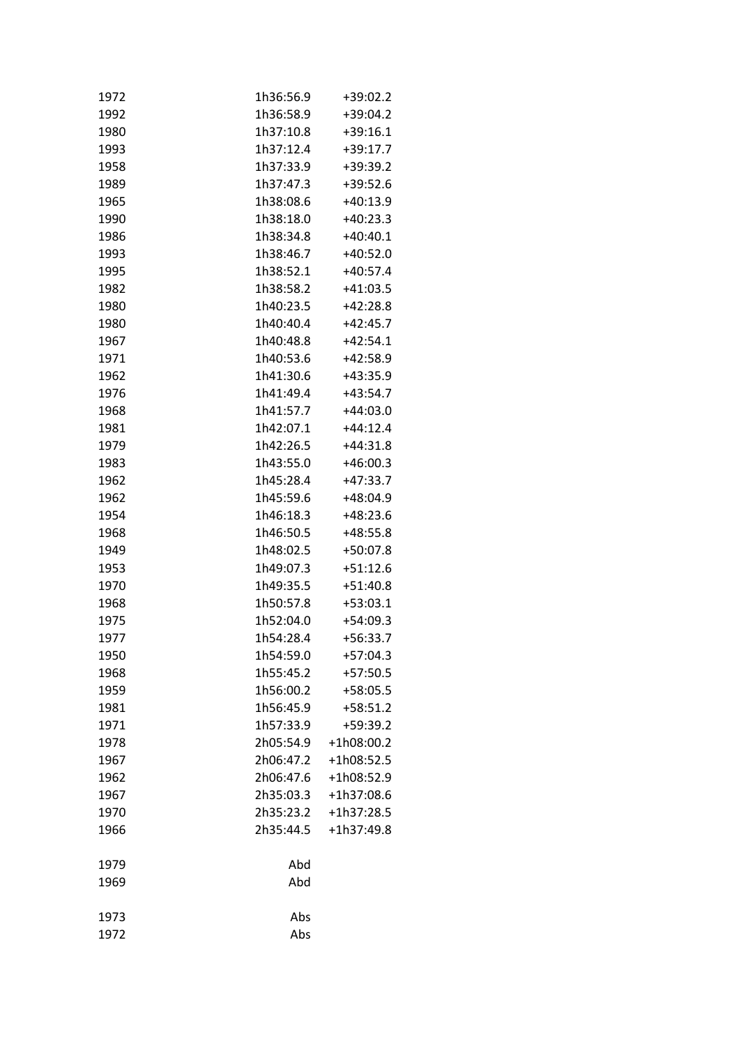| | | |
|---|---|---|
| 1972 | 1h36:56.9 | +39:02.2 |
| 1992 | 1h36:58.9 | +39:04.2 |
| 1980 | 1h37:10.8 | +39:16.1 |
| 1993 | 1h37:12.4 | +39:17.7 |
| 1958 | 1h37:33.9 | +39:39.2 |
| 1989 | 1h37:47.3 | +39:52.6 |
| 1965 | 1h38:08.6 | +40:13.9 |
| 1990 | 1h38:18.0 | +40:23.3 |
| 1986 | 1h38:34.8 | +40:40.1 |
| 1993 | 1h38:46.7 | +40:52.0 |
| 1995 | 1h38:52.1 | +40:57.4 |
| 1982 | 1h38:58.2 | +41:03.5 |
| 1980 | 1h40:23.5 | +42:28.8 |
| 1980 | 1h40:40.4 | +42:45.7 |
| 1967 | 1h40:48.8 | +42:54.1 |
| 1971 | 1h40:53.6 | +42:58.9 |
| 1962 | 1h41:30.6 | +43:35.9 |
| 1976 | 1h41:49.4 | +43:54.7 |
| 1968 | 1h41:57.7 | +44:03.0 |
| 1981 | 1h42:07.1 | +44:12.4 |
| 1979 | 1h42:26.5 | +44:31.8 |
| 1983 | 1h43:55.0 | +46:00.3 |
| 1962 | 1h45:28.4 | +47:33.7 |
| 1962 | 1h45:59.6 | +48:04.9 |
| 1954 | 1h46:18.3 | +48:23.6 |
| 1968 | 1h46:50.5 | +48:55.8 |
| 1949 | 1h48:02.5 | +50:07.8 |
| 1953 | 1h49:07.3 | +51:12.6 |
| 1970 | 1h49:35.5 | +51:40.8 |
| 1968 | 1h50:57.8 | +53:03.1 |
| 1975 | 1h52:04.0 | +54:09.3 |
| 1977 | 1h54:28.4 | +56:33.7 |
| 1950 | 1h54:59.0 | +57:04.3 |
| 1968 | 1h55:45.2 | +57:50.5 |
| 1959 | 1h56:00.2 | +58:05.5 |
| 1981 | 1h56:45.9 | +58:51.2 |
| 1971 | 1h57:33.9 | +59:39.2 |
| 1978 | 2h05:54.9 | +1h08:00.2 |
| 1967 | 2h06:47.2 | +1h08:52.5 |
| 1962 | 2h06:47.6 | +1h08:52.9 |
| 1967 | 2h35:03.3 | +1h37:08.6 |
| 1970 | 2h35:23.2 | +1h37:28.5 |
| 1966 | 2h35:44.5 | +1h37:49.8 |
| | | |
| 1979 | Abd | |
| 1969 | Abd | |
| | | |
| 1973 | Abs | |
| 1972 | Abs | |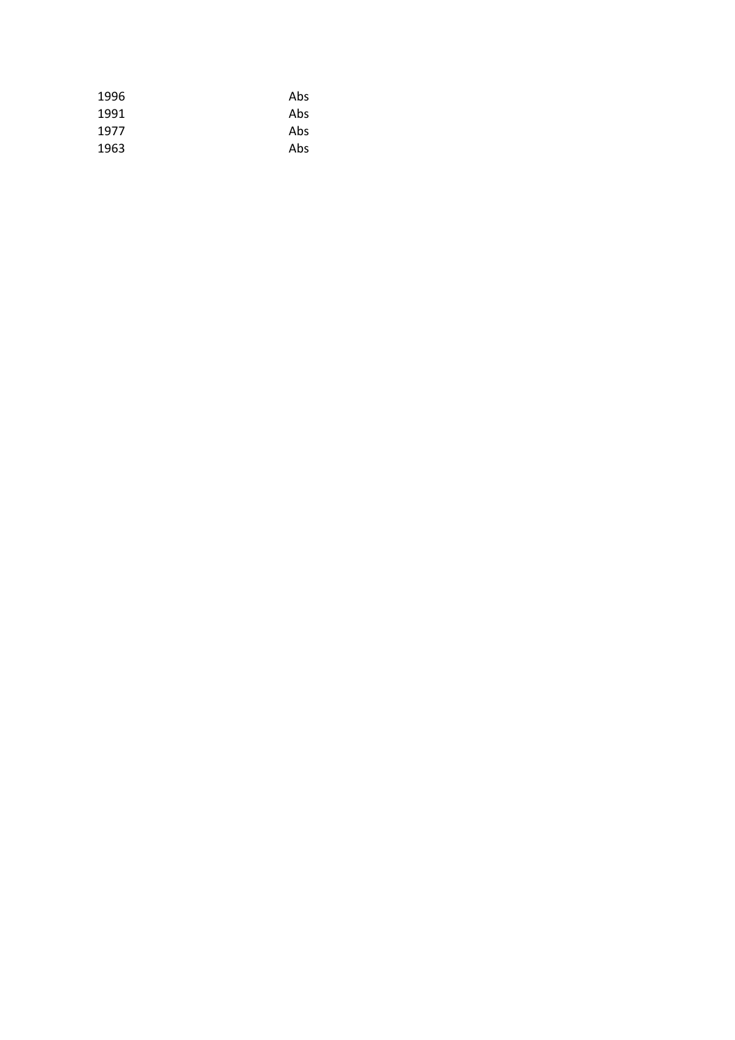| | |
|---|---|
| 1996 | Abs |
| 1991 | Abs |
| 1977 | Abs |
| 1963 | Abs |